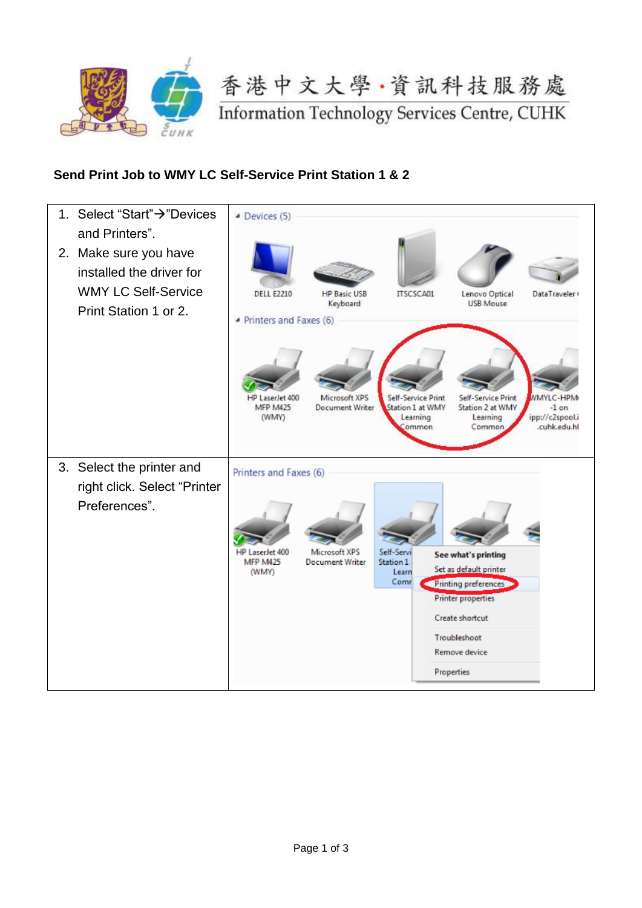香港中文大學·資訊科技服務處
Information Technology Services Centre, CUHK

**Send Print Job to WMY LC Self-Service Print Station 1 & 2**

| | |
|---|---|
| 1. Select "Start"→"Devices and Printers".<br>2. Make sure you have installed the driver for WMY LC Self-Service Print Station 1 or 2. | |
| 3. Select the printer and right click. Select "Printer Preferences". | |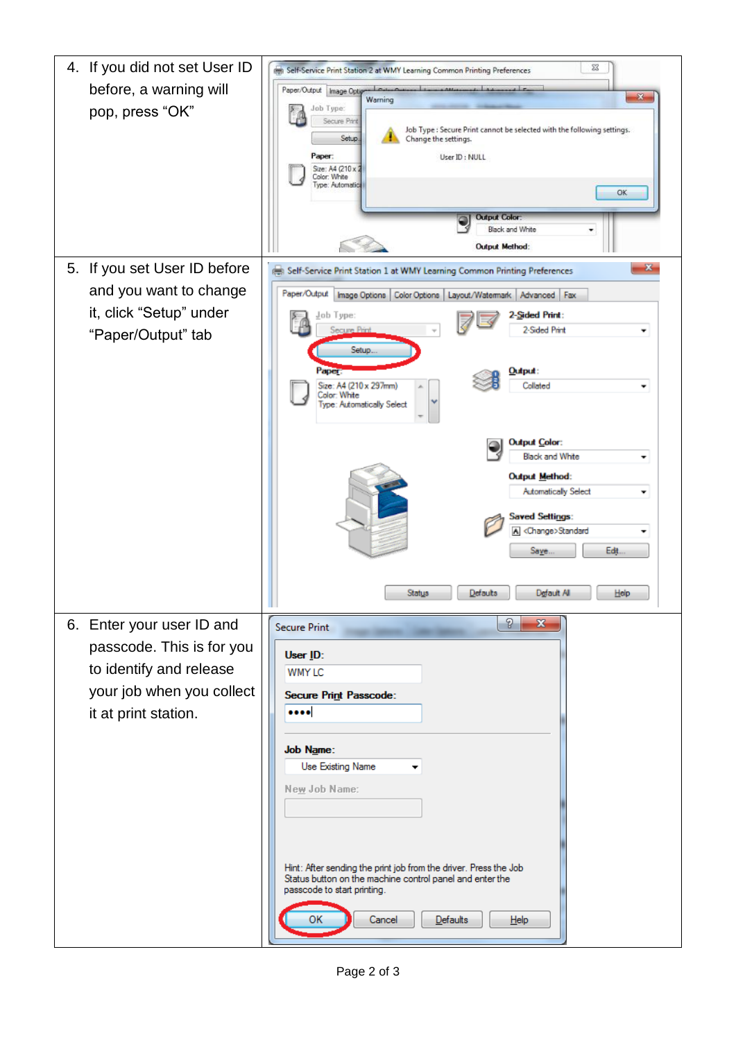4. If you did not set User ID before, a warning will pop, press "OK"

5. If you set User ID before and you want to change it, click "Setup" under "Paper/Output" tab

6. Enter your user ID and passcode. This is for you to identify and release your job when you collect it at print station.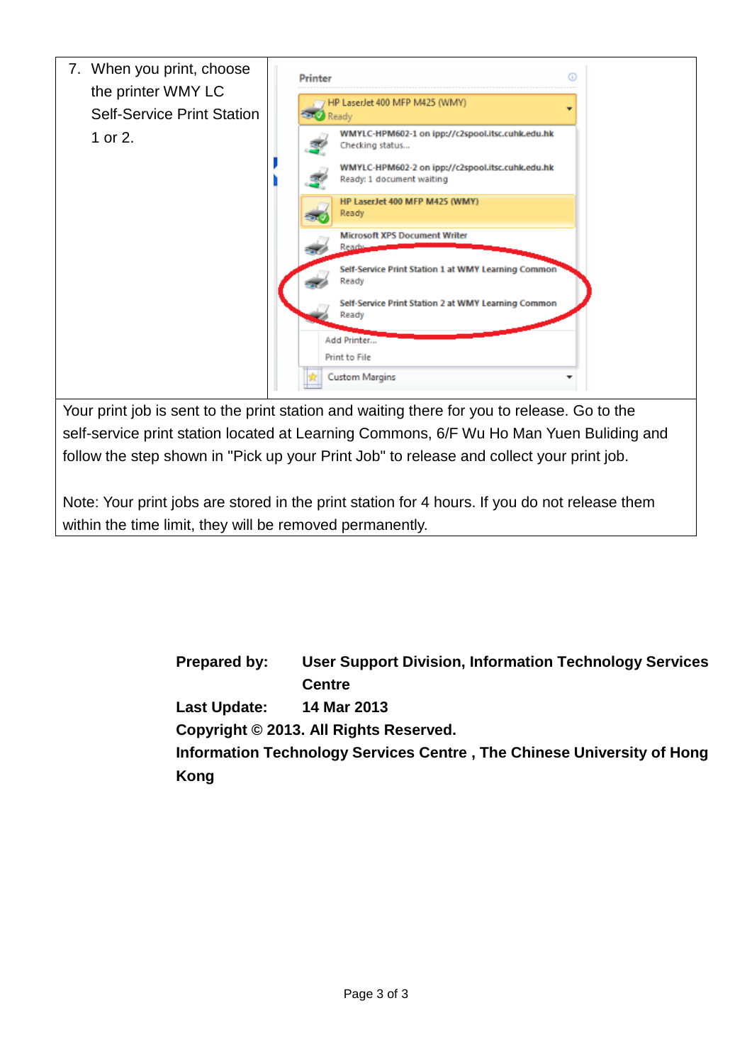| | |
|---|---|
| 7. When you print, choose the printer WMY LC Self-Service Print Station 1 or 2. | Printer<br>HP LaserJet 400 MFP M425 (WMY)<br>Ready<br>WMYLC-HPM602-1 on ipp://c2spool.itsc.cuhk.edu.hk<br>Checking status...<br>WMYLC-HPM602-2 on ipp://c2spool.itsc.cuhk.edu.hk<br>Ready: 1 document waiting<br>HP LaserJet 400 MFP M425 (WMY)<br>Ready<br>Microsoft XPS Document Writer<br>Ready<br>Self-Service Print Station 1 at WMY Learning Common<br>Ready<br>Self-Service Print Station 2 at WMY Learning Common<br>Ready<br>Add Printer...<br>Print to File<br>Custom Margins |

Your print job is sent to the print station and waiting there for you to release. Go to the self-service print station located at Learning Commons, 6/F Wu Ho Man Yuen Buliding and follow the step shown in "Pick up your Print Job" to release and collect your print job.

Note: Your print jobs are stored in the print station for 4 hours. If you do not release them within the time limit, they will be removed permanently.

**Prepared by:** **User Support Division, Information Technology Services Centre**
**Last Update:** **14 Mar 2013**
**Copyright © 2013. All Rights Reserved.**
**Information Technology Services Centre , The Chinese University of Hong Kong**